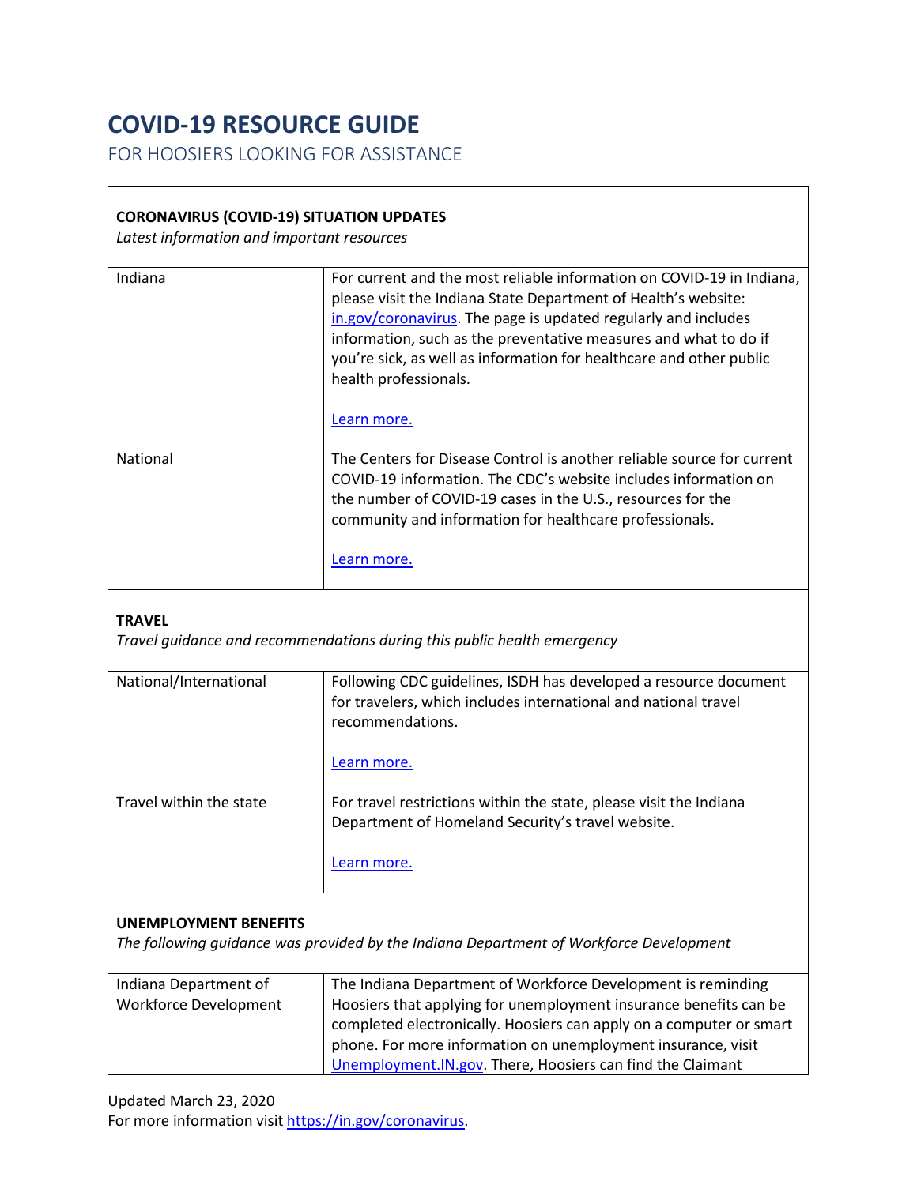# COVID-19 RESOURCE GUIDE

FOR HOOSIERS LOOKING FOR ASSISTANCE

| **CORONAVIRUS (COVID-19) SITUATION UPDATES**<br>*Latest information and important resources* | |
|---|---|
| Indiana | For current and the most reliable information on COVID-19 in Indiana, please visit the Indiana State Department of Health's website: in.gov/coronavirus. The page is updated regularly and includes information, such as the preventative measures and what to do if you're sick, as well as information for healthcare and other public health professionals.<br><br>Learn more. |
| National | The Centers for Disease Control is another reliable source for current COVID-19 information. The CDC's website includes information on the number of COVID-19 cases in the U.S., resources for the community and information for healthcare professionals.<br><br>Learn more. |

| **TRAVEL**<br>*Travel guidance and recommendations during this public health emergency* | |
|---|---|
| National/International | Following CDC guidelines, ISDH has developed a resource document for travelers, which includes international and national travel recommendations.<br><br>Learn more. |
| Travel within the state | For travel restrictions within the state, please visit the Indiana Department of Homeland Security's travel website.<br><br>Learn more. |

| **UNEMPLOYMENT BENEFITS**<br>*The following guidance was provided by the Indiana Department of Workforce Development* | |
|---|---|
| Indiana Department of Workforce Development | The Indiana Department of Workforce Development is reminding Hoosiers that applying for unemployment insurance benefits can be completed electronically. Hoosiers can apply on a computer or smart phone. For more information on unemployment insurance, visit Unemployment.IN.gov. There, Hoosiers can find the Claimant |

Updated March 23, 2020
For more information visit https://in.gov/coronavirus.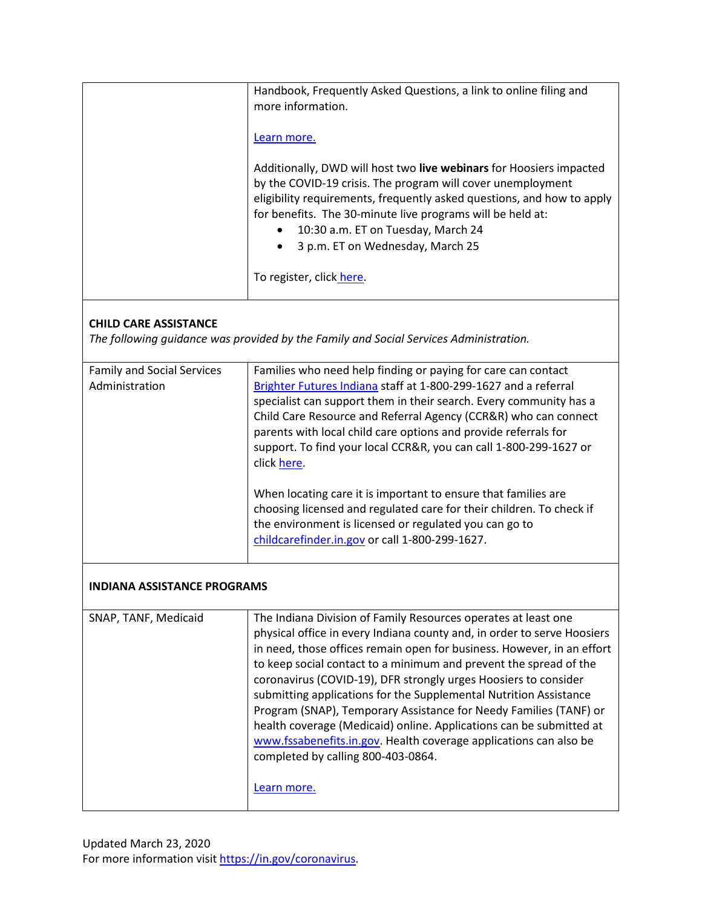| | |
|---|---|
| | Handbook, Frequently Asked Questions, a link to online filing and more information.<br><br>Learn more.<br><br>Additionally, DWD will host two **live webinars** for Hoosiers impacted by the COVID-19 crisis. The program will cover unemployment eligibility requirements, frequently asked questions, and how to apply for benefits. The 30-minute live programs will be held at:<br>• 10:30 a.m. ET on Tuesday, March 24<br>• 3 p.m. ET on Wednesday, March 25<br><br>To register, click here. |

**CHILD CARE ASSISTANCE**

*The following guidance was provided by the Family and Social Services Administration.*

| | |
|---|---|
| Family and Social Services Administration | Families who need help finding or paying for care can contact Brighter Futures Indiana staff at 1-800-299-1627 and a referral specialist can support them in their search. Every community has a Child Care Resource and Referral Agency (CCR&R) who can connect parents with local child care options and provide referrals for support. To find your local CCR&R, you can call 1-800-299-1627 or click here.<br><br>When locating care it is important to ensure that families are choosing licensed and regulated care for their children. To check if the environment is licensed or regulated you can go to childcarefinder.in.gov or call 1-800-299-1627. |

**INDIANA ASSISTANCE PROGRAMS**

| | |
|---|---|
| SNAP, TANF, Medicaid | The Indiana Division of Family Resources operates at least one physical office in every Indiana county and, in order to serve Hoosiers in need, those offices remain open for business. However, in an effort to keep social contact to a minimum and prevent the spread of the coronavirus (COVID-19), DFR strongly urges Hoosiers to consider submitting applications for the Supplemental Nutrition Assistance Program (SNAP), Temporary Assistance for Needy Families (TANF) or health coverage (Medicaid) online. Applications can be submitted at www.fssabenefits.in.gov. Health coverage applications can also be completed by calling 800-403-0864.<br><br>Learn more. |

Updated March 23, 2020

For more information visit https://in.gov/coronavirus.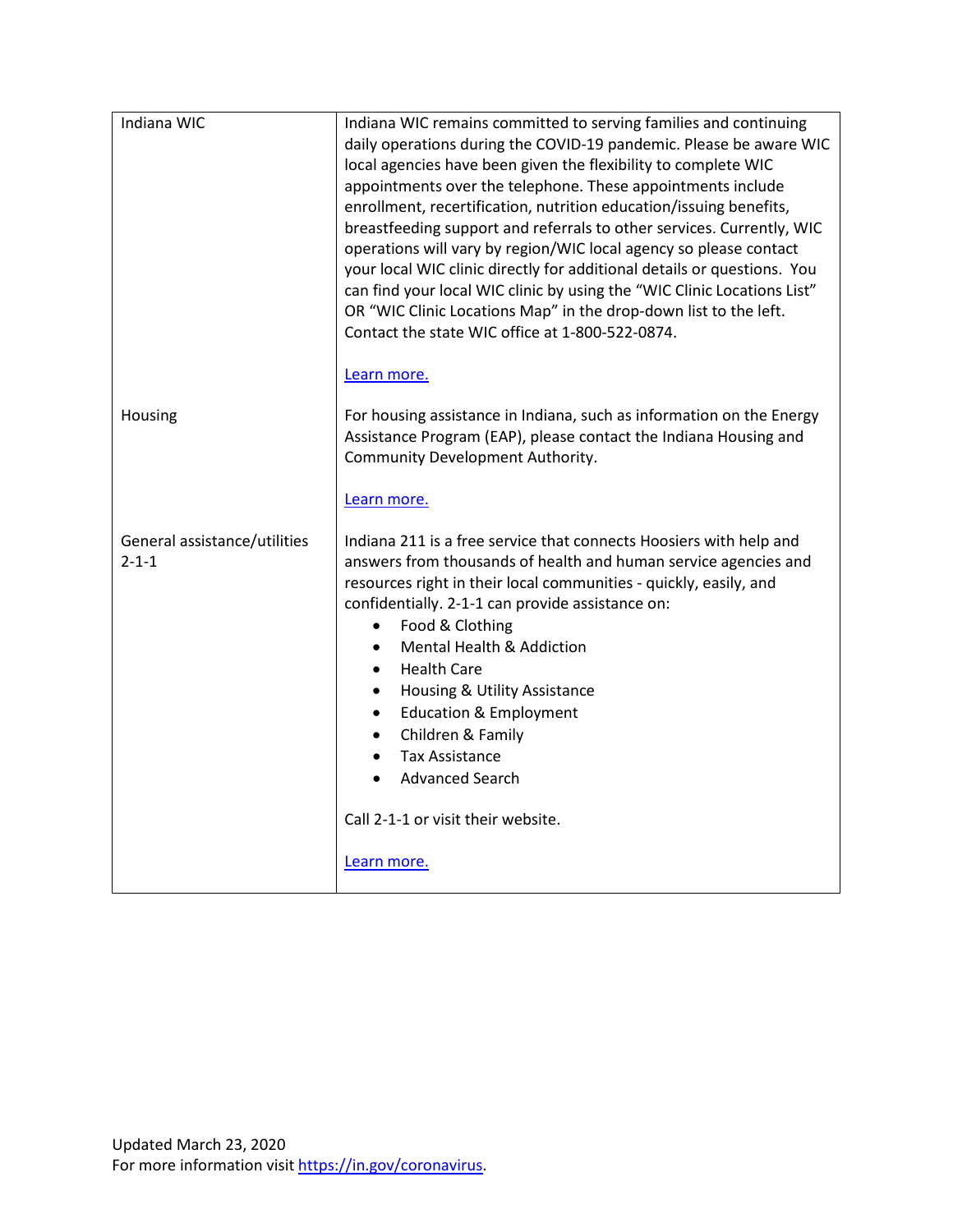| | |
|---|---|
| Indiana WIC | Indiana WIC remains committed to serving families and continuing daily operations during the COVID-19 pandemic. Please be aware WIC local agencies have been given the flexibility to complete WIC appointments over the telephone. These appointments include enrollment, recertification, nutrition education/issuing benefits, breastfeeding support and referrals to other services. Currently, WIC operations will vary by region/WIC local agency so please contact your local WIC clinic directly for additional details or questions. You can find your local WIC clinic by using the "WIC Clinic Locations List" OR "WIC Clinic Locations Map" in the drop-down list to the left. Contact the state WIC office at 1-800-522-0874.<br><br>Learn more. |
| Housing | For housing assistance in Indiana, such as information on the Energy Assistance Program (EAP), please contact the Indiana Housing and Community Development Authority.<br><br>Learn more. |
| General assistance/utilities 2-1-1 | Indiana 211 is a free service that connects Hoosiers with help and answers from thousands of health and human service agencies and resources right in their local communities - quickly, easily, and confidentially. 2-1-1 can provide assistance on:<br>• Food & Clothing<br>• Mental Health & Addiction<br>• Health Care<br>• Housing & Utility Assistance<br>• Education & Employment<br>• Children & Family<br>• Tax Assistance<br>• Advanced Search<br><br>Call 2-1-1 or visit their website.<br><br>Learn more. |

Updated March 23, 2020
For more information visit https://in.gov/coronavirus.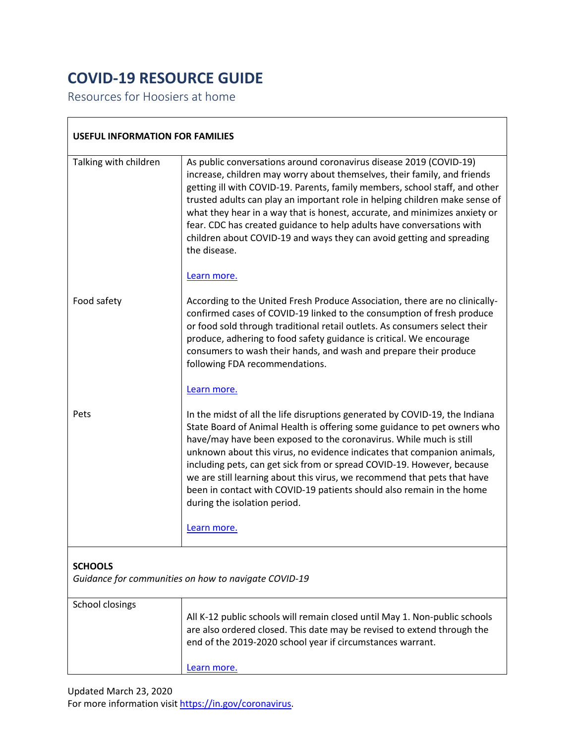# COVID-19 RESOURCE GUIDE

Resources for Hoosiers at home

| USEFUL INFORMATION FOR FAMILIES | |
|---|---|
| Talking with children | As public conversations around coronavirus disease 2019 (COVID-19) increase, children may worry about themselves, their family, and friends getting ill with COVID-19. Parents, family members, school staff, and other trusted adults can play an important role in helping children make sense of what they hear in a way that is honest, accurate, and minimizes anxiety or fear. CDC has created guidance to help adults have conversations with children about COVID-19 and ways they can avoid getting and spreading the disease.<br><br>Learn more. |
| Food safety | According to the United Fresh Produce Association, there are no clinically-confirmed cases of COVID-19 linked to the consumption of fresh produce or food sold through traditional retail outlets. As consumers select their produce, adhering to food safety guidance is critical. We encourage consumers to wash their hands, and wash and prepare their produce following FDA recommendations.<br><br>Learn more. |
| Pets | In the midst of all the life disruptions generated by COVID-19, the Indiana State Board of Animal Health is offering some guidance to pet owners who have/may have been exposed to the coronavirus. While much is still unknown about this virus, no evidence indicates that companion animals, including pets, can get sick from or spread COVID-19. However, because we are still learning about this virus, we recommend that pets that have been in contact with COVID-19 patients should also remain in the home during the isolation period.<br><br>Learn more. |

| **SCHOOLS**<br>*Guidance for communities on how to navigate COVID-19* | |
|---|---|
| School closings | All K-12 public schools will remain closed until May 1. Non-public schools are also ordered closed. This date may be revised to extend through the end of the 2019-2020 school year if circumstances warrant.<br><br>Learn more. |

Updated March 23, 2020

For more information visit https://in.gov/coronavirus.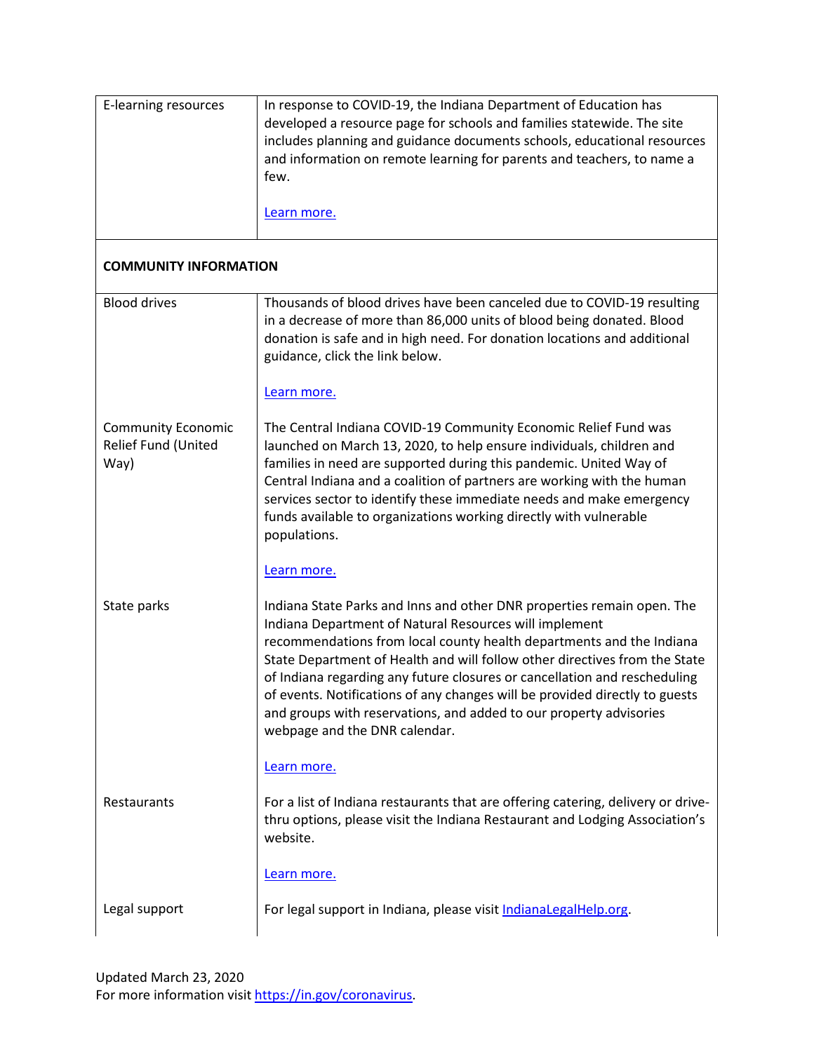| | |
|---|---|
| E-learning resources | In response to COVID-19, the Indiana Department of Education has developed a resource page for schools and families statewide. The site includes planning and guidance documents schools, educational resources and information on remote learning for parents and teachers, to name a few.<br><br>Learn more. |
| **COMMUNITY INFORMATION** | |
| Blood drives | Thousands of blood drives have been canceled due to COVID-19 resulting in a decrease of more than 86,000 units of blood being donated. Blood donation is safe and in high need. For donation locations and additional guidance, click the link below.<br><br>Learn more. |
| Community Economic Relief Fund (United Way) | The Central Indiana COVID-19 Community Economic Relief Fund was launched on March 13, 2020, to help ensure individuals, children and families in need are supported during this pandemic. United Way of Central Indiana and a coalition of partners are working with the human services sector to identify these immediate needs and make emergency funds available to organizations working directly with vulnerable populations.<br><br>Learn more. |
| State parks | Indiana State Parks and Inns and other DNR properties remain open. The Indiana Department of Natural Resources will implement recommendations from local county health departments and the Indiana State Department of Health and will follow other directives from the State of Indiana regarding any future closures or cancellation and rescheduling of events. Notifications of any changes will be provided directly to guests and groups with reservations, and added to our property advisories webpage and the DNR calendar.<br><br>Learn more. |
| Restaurants | For a list of Indiana restaurants that are offering catering, delivery or drive-thru options, please visit the Indiana Restaurant and Lodging Association's website.<br><br>Learn more. |
| Legal support | For legal support in Indiana, please visit IndianaLegalHelp.org. |

Updated March 23, 2020
For more information visit https://in.gov/coronavirus.